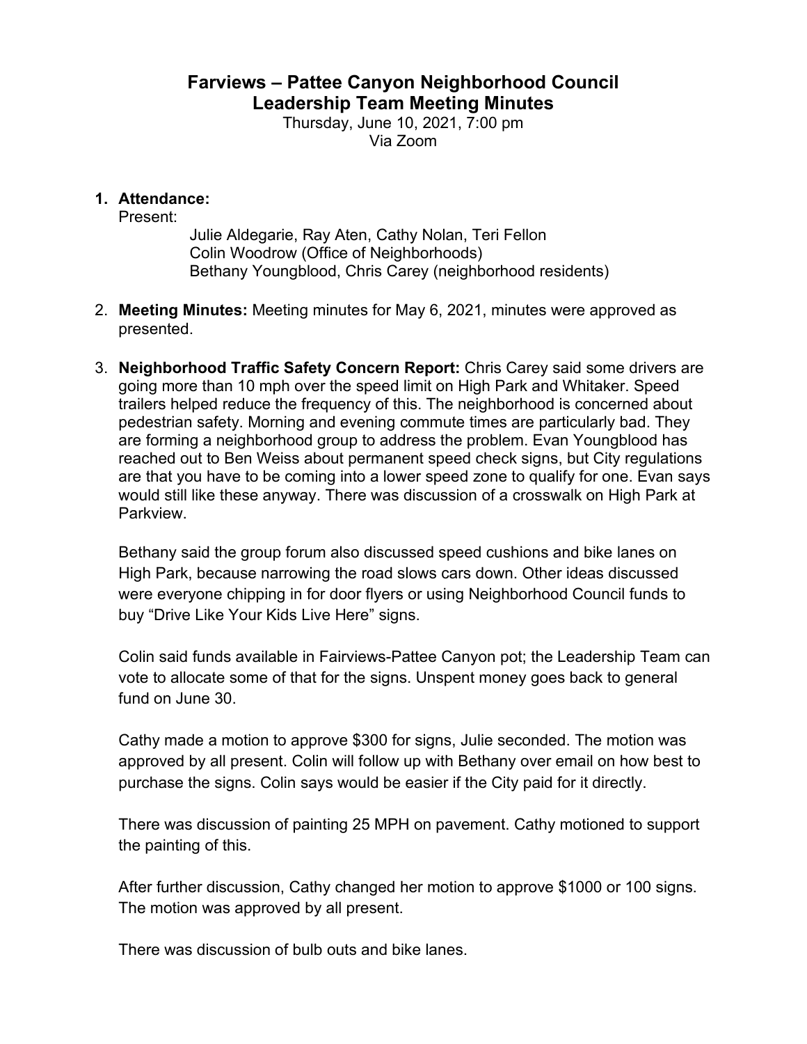# Farviews – Pattee Canyon Neighborhood Council
## Leadership Team Meeting Minutes

Thursday, June 10, 2021, 7:00 pm
Via Zoom

1. **Attendance:**
   Present:
   Julie Aldegarie, Ray Aten, Cathy Nolan, Teri Fellon
   Colin Woodrow (Office of Neighborhoods)
   Bethany Youngblood, Chris Carey (neighborhood residents)

2. **Meeting Minutes:** Meeting minutes for May 6, 2021, minutes were approved as presented.

3. **Neighborhood Traffic Safety Concern Report:** Chris Carey said some drivers are going more than 10 mph over the speed limit on High Park and Whitaker. Speed trailers helped reduce the frequency of this. The neighborhood is concerned about pedestrian safety. Morning and evening commute times are particularly bad. They are forming a neighborhood group to address the problem. Evan Youngblood has reached out to Ben Weiss about permanent speed check signs, but City regulations are that you have to be coming into a lower speed zone to qualify for one. Evan says would still like these anyway. There was discussion of a crosswalk on High Park at Parkview.

   Bethany said the group forum also discussed speed cushions and bike lanes on High Park, because narrowing the road slows cars down. Other ideas discussed were everyone chipping in for door flyers or using Neighborhood Council funds to buy "Drive Like Your Kids Live Here" signs.

   Colin said funds available in Fairviews-Pattee Canyon pot; the Leadership Team can vote to allocate some of that for the signs. Unspent money goes back to general fund on June 30.

   Cathy made a motion to approve $300 for signs, Julie seconded. The motion was approved by all present. Colin will follow up with Bethany over email on how best to purchase the signs. Colin says would be easier if the City paid for it directly.

   There was discussion of painting 25 MPH on pavement. Cathy motioned to support the painting of this.

   After further discussion, Cathy changed her motion to approve $1000 or 100 signs. The motion was approved by all present.

   There was discussion of bulb outs and bike lanes.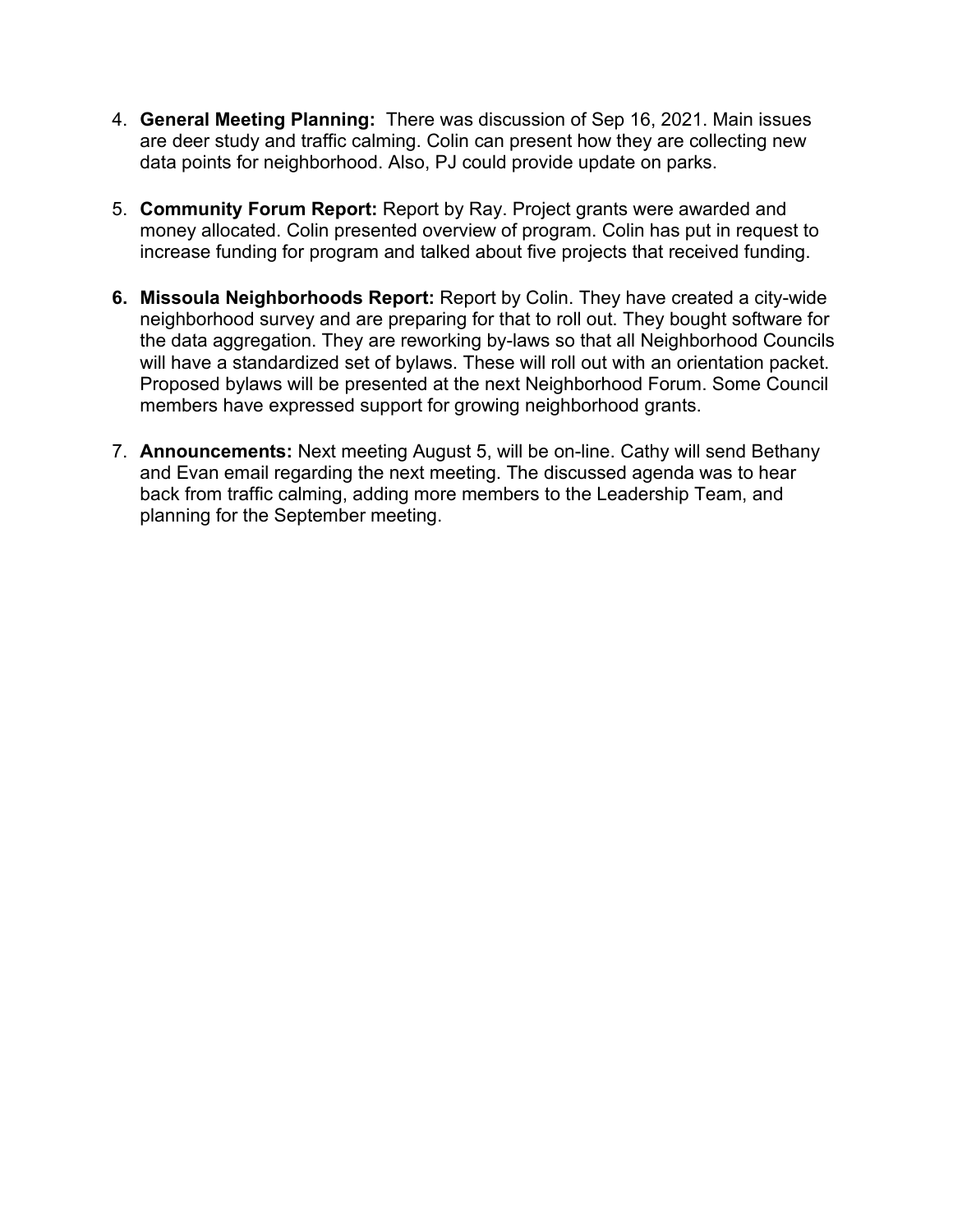4. **General Meeting Planning:** There was discussion of Sep 16, 2021. Main issues are deer study and traffic calming. Colin can present how they are collecting new data points for neighborhood. Also, PJ could provide update on parks.

5. **Community Forum Report:** Report by Ray. Project grants were awarded and money allocated. Colin presented overview of program. Colin has put in request to increase funding for program and talked about five projects that received funding.

6. **Missoula Neighborhoods Report:** Report by Colin. They have created a city-wide neighborhood survey and are preparing for that to roll out. They bought software for the data aggregation. They are reworking by-laws so that all Neighborhood Councils will have a standardized set of bylaws. These will roll out with an orientation packet. Proposed bylaws will be presented at the next Neighborhood Forum. Some Council members have expressed support for growing neighborhood grants.

7. **Announcements:** Next meeting August 5, will be on-line. Cathy will send Bethany and Evan email regarding the next meeting. The discussed agenda was to hear back from traffic calming, adding more members to the Leadership Team, and planning for the September meeting.